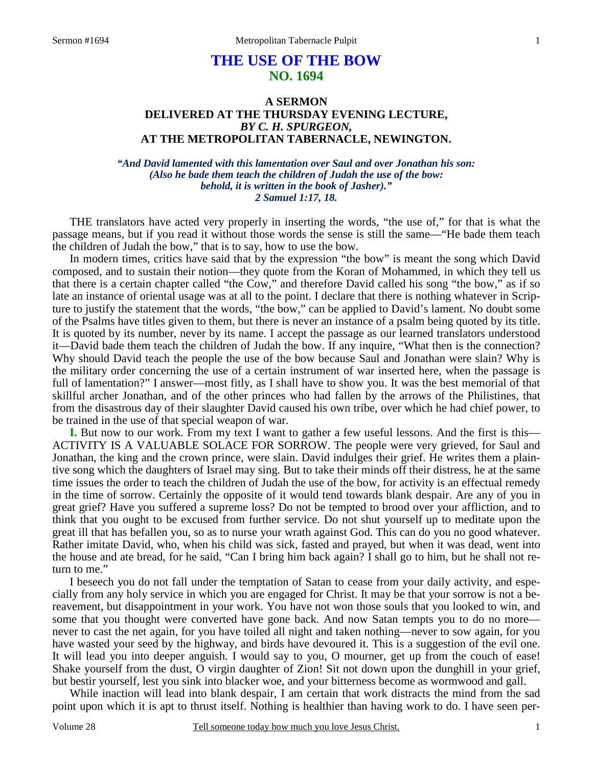# THE USE OF THE BOW
## NO. 1694

### A SERMON
### DELIVERED AT THE THURSDAY EVENING LECTURE,
### *BY C. H. SPURGEON,*
### AT THE METROPOLITAN TABERNACLE, NEWINGTON.

***"And David lamented with this lamentation over Saul and over Jonathan his son: (Also he bade them teach the children of Judah the use of the bow: behold, it is written in the book of Jasher)." 2 Samuel 1:17, 18.***

THE translators have acted very properly in inserting the words, "the use of," for that is what the passage means, but if you read it without those words the sense is still the same—"He bade them teach the children of Judah the bow," that is to say, how to use the bow.

In modern times, critics have said that by the expression "the bow" is meant the song which David composed, and to sustain their notion—they quote from the Koran of Mohammed, in which they tell us that there is a certain chapter called "the Cow," and therefore David called his song "the bow," as if so late an instance of oriental usage was at all to the point. I declare that there is nothing whatever in Scripture to justify the statement that the words, "the bow," can be applied to David's lament. No doubt some of the Psalms have titles given to them, but there is never an instance of a psalm being quoted by its title. It is quoted by its number, never by its name. I accept the passage as our learned translators understood it—David bade them teach the children of Judah the bow. If any inquire, "What then is the connection? Why should David teach the people the use of the bow because Saul and Jonathan were slain? Why is the military order concerning the use of a certain instrument of war inserted here, when the passage is full of lamentation?" I answer—most fitly, as I shall have to show you. It was the best memorial of that skillful archer Jonathan, and of the other princes who had fallen by the arrows of the Philistines, that from the disastrous day of their slaughter David caused his own tribe, over which he had chief power, to be trained in the use of that special weapon of war.

**I.** But now to our work. From my text I want to gather a few useful lessons. And the first is this—ACTIVITY IS A VALUABLE SOLACE FOR SORROW. The people were very grieved, for Saul and Jonathan, the king and the crown prince, were slain. David indulges their grief. He writes them a plaintive song which the daughters of Israel may sing. But to take their minds off their distress, he at the same time issues the order to teach the children of Judah the use of the bow, for activity is an effectual remedy in the time of sorrow. Certainly the opposite of it would tend towards blank despair. Are any of you in great grief? Have you suffered a supreme loss? Do not be tempted to brood over your affliction, and to think that you ought to be excused from further service. Do not shut yourself up to meditate upon the great ill that has befallen you, so as to nurse your wrath against God. This can do you no good whatever. Rather imitate David, who, when his child was sick, fasted and prayed, but when it was dead, went into the house and ate bread, for he said, "Can I bring him back again? I shall go to him, but he shall not return to me."

I beseech you do not fall under the temptation of Satan to cease from your daily activity, and especially from any holy service in which you are engaged for Christ. It may be that your sorrow is not a bereavement, but disappointment in your work. You have not won those souls that you looked to win, and some that you thought were converted have gone back. And now Satan tempts you to do no more—never to cast the net again, for you have toiled all night and taken nothing—never to sow again, for you have wasted your seed by the highway, and birds have devoured it. This is a suggestion of the evil one. It will lead you into deeper anguish. I would say to you, O mourner, get up from the couch of ease! Shake yourself from the dust, O virgin daughter of Zion! Sit not down upon the dunghill in your grief, but bestir yourself, lest you sink into blacker woe, and your bitterness become as wormwood and gall.

While inaction will lead into blank despair, I am certain that work distracts the mind from the sad point upon which it is apt to thrust itself. Nothing is healthier than having work to do. I have seen per-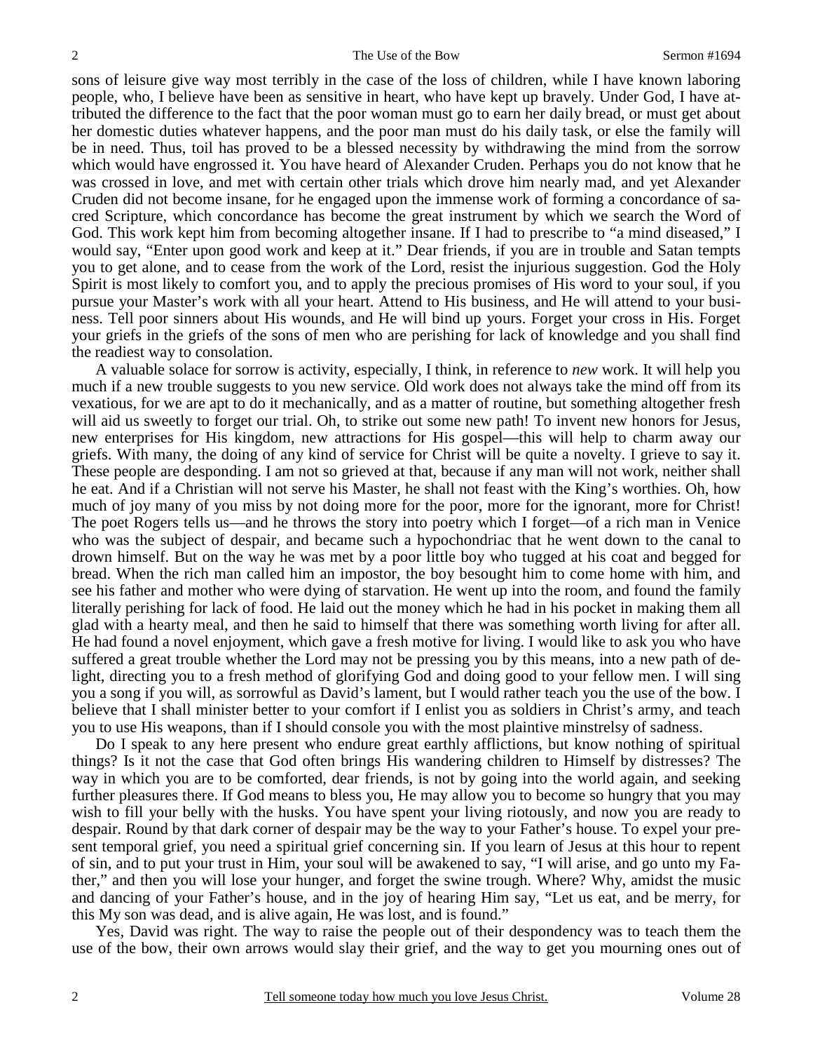sons of leisure give way most terribly in the case of the loss of children, while I have known laboring people, who, I believe have been as sensitive in heart, who have kept up bravely. Under God, I have attributed the difference to the fact that the poor woman must go to earn her daily bread, or must get about her domestic duties whatever happens, and the poor man must do his daily task, or else the family will be in need. Thus, toil has proved to be a blessed necessity by withdrawing the mind from the sorrow which would have engrossed it. You have heard of Alexander Cruden. Perhaps you do not know that he was crossed in love, and met with certain other trials which drove him nearly mad, and yet Alexander Cruden did not become insane, for he engaged upon the immense work of forming a concordance of sacred Scripture, which concordance has become the great instrument by which we search the Word of God. This work kept him from becoming altogether insane. If I had to prescribe to "a mind diseased," I would say, "Enter upon good work and keep at it." Dear friends, if you are in trouble and Satan tempts you to get alone, and to cease from the work of the Lord, resist the injurious suggestion. God the Holy Spirit is most likely to comfort you, and to apply the precious promises of His word to your soul, if you pursue your Master's work with all your heart. Attend to His business, and He will attend to your business. Tell poor sinners about His wounds, and He will bind up yours. Forget your cross in His. Forget your griefs in the griefs of the sons of men who are perishing for lack of knowledge and you shall find the readiest way to consolation.

A valuable solace for sorrow is activity, especially, I think, in reference to *new* work. It will help you much if a new trouble suggests to you new service. Old work does not always take the mind off from its vexatious, for we are apt to do it mechanically, and as a matter of routine, but something altogether fresh will aid us sweetly to forget our trial. Oh, to strike out some new path! To invent new honors for Jesus, new enterprises for His kingdom, new attractions for His gospel—this will help to charm away our griefs. With many, the doing of any kind of service for Christ will be quite a novelty. I grieve to say it. These people are desponding. I am not so grieved at that, because if any man will not work, neither shall he eat. And if a Christian will not serve his Master, he shall not feast with the King's worthies. Oh, how much of joy many of you miss by not doing more for the poor, more for the ignorant, more for Christ! The poet Rogers tells us—and he throws the story into poetry which I forget—of a rich man in Venice who was the subject of despair, and became such a hypochondriac that he went down to the canal to drown himself. But on the way he was met by a poor little boy who tugged at his coat and begged for bread. When the rich man called him an impostor, the boy besought him to come home with him, and see his father and mother who were dying of starvation. He went up into the room, and found the family literally perishing for lack of food. He laid out the money which he had in his pocket in making them all glad with a hearty meal, and then he said to himself that there was something worth living for after all. He had found a novel enjoyment, which gave a fresh motive for living. I would like to ask you who have suffered a great trouble whether the Lord may not be pressing you by this means, into a new path of delight, directing you to a fresh method of glorifying God and doing good to your fellow men. I will sing you a song if you will, as sorrowful as David's lament, but I would rather teach you the use of the bow. I believe that I shall minister better to your comfort if I enlist you as soldiers in Christ's army, and teach you to use His weapons, than if I should console you with the most plaintive minstrelsy of sadness.

Do I speak to any here present who endure great earthly afflictions, but know nothing of spiritual things? Is it not the case that God often brings His wandering children to Himself by distresses? The way in which you are to be comforted, dear friends, is not by going into the world again, and seeking further pleasures there. If God means to bless you, He may allow you to become so hungry that you may wish to fill your belly with the husks. You have spent your living riotously, and now you are ready to despair. Round by that dark corner of despair may be the way to your Father's house. To expel your present temporal grief, you need a spiritual grief concerning sin. If you learn of Jesus at this hour to repent of sin, and to put your trust in Him, your soul will be awakened to say, "I will arise, and go unto my Father," and then you will lose your hunger, and forget the swine trough. Where? Why, amidst the music and dancing of your Father's house, and in the joy of hearing Him say, "Let us eat, and be merry, for this My son was dead, and is alive again, He was lost, and is found."

Yes, David was right. The way to raise the people out of their despondency was to teach them the use of the bow, their own arrows would slay their grief, and the way to get you mourning ones out of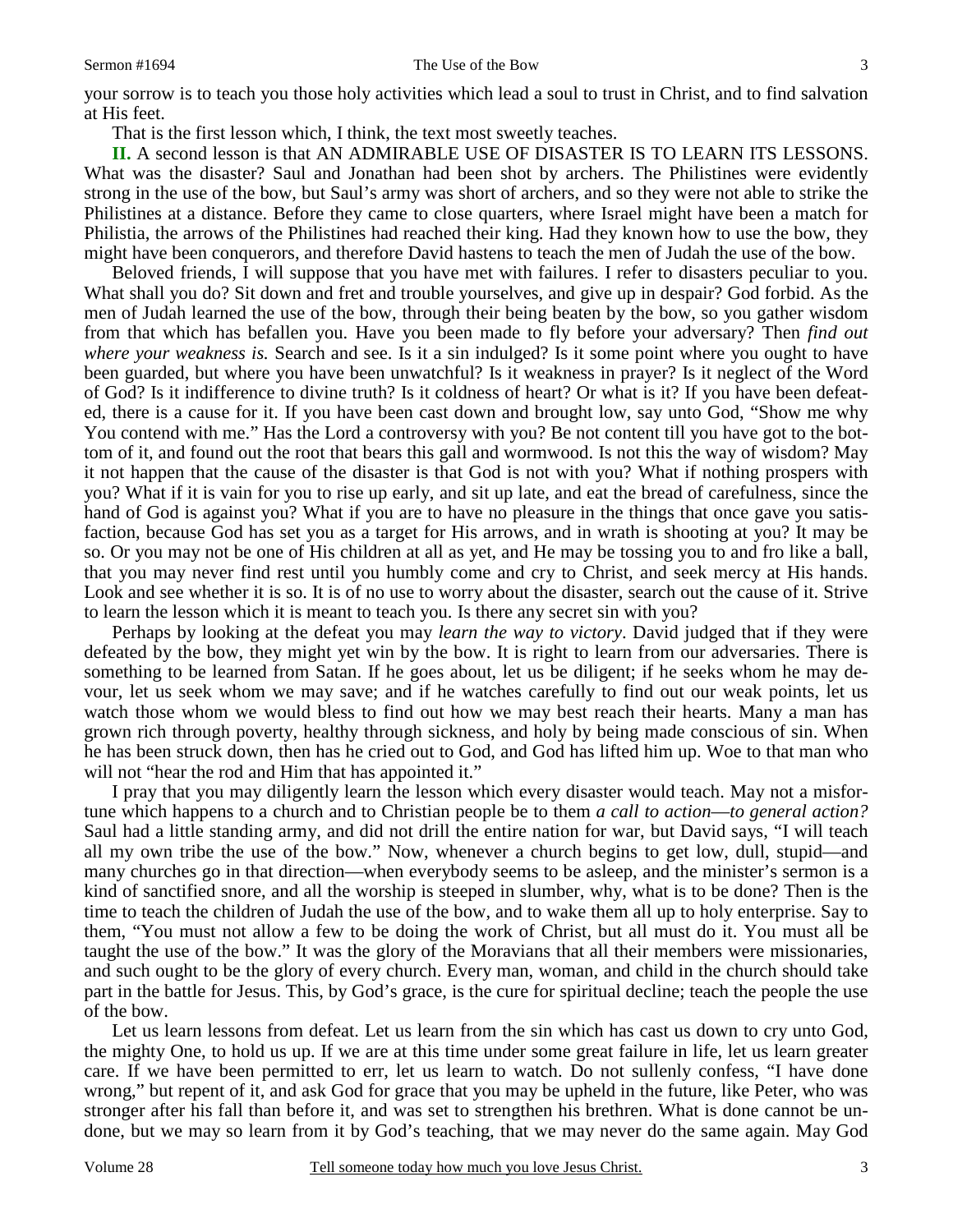your sorrow is to teach you those holy activities which lead a soul to trust in Christ, and to find salvation at His feet.

That is the first lesson which, I think, the text most sweetly teaches.

**II.** A second lesson is that AN ADMIRABLE USE OF DISASTER IS TO LEARN ITS LESSONS. What was the disaster? Saul and Jonathan had been shot by archers. The Philistines were evidently strong in the use of the bow, but Saul's army was short of archers, and so they were not able to strike the Philistines at a distance. Before they came to close quarters, where Israel might have been a match for Philistia, the arrows of the Philistines had reached their king. Had they known how to use the bow, they might have been conquerors, and therefore David hastens to teach the men of Judah the use of the bow.

Beloved friends, I will suppose that you have met with failures. I refer to disasters peculiar to you. What shall you do? Sit down and fret and trouble yourselves, and give up in despair? God forbid. As the men of Judah learned the use of the bow, through their being beaten by the bow, so you gather wisdom from that which has befallen you. Have you been made to fly before your adversary? Then *find out where your weakness is.* Search and see. Is it a sin indulged? Is it some point where you ought to have been guarded, but where you have been unwatchful? Is it weakness in prayer? Is it neglect of the Word of God? Is it indifference to divine truth? Is it coldness of heart? Or what is it? If you have been defeated, there is a cause for it. If you have been cast down and brought low, say unto God, "Show me why You contend with me." Has the Lord a controversy with you? Be not content till you have got to the bottom of it, and found out the root that bears this gall and wormwood. Is not this the way of wisdom? May it not happen that the cause of the disaster is that God is not with you? What if nothing prospers with you? What if it is vain for you to rise up early, and sit up late, and eat the bread of carefulness, since the hand of God is against you? What if you are to have no pleasure in the things that once gave you satisfaction, because God has set you as a target for His arrows, and in wrath is shooting at you? It may be so. Or you may not be one of His children at all as yet, and He may be tossing you to and fro like a ball, that you may never find rest until you humbly come and cry to Christ, and seek mercy at His hands. Look and see whether it is so. It is of no use to worry about the disaster, search out the cause of it. Strive to learn the lesson which it is meant to teach you. Is there any secret sin with you?

Perhaps by looking at the defeat you may *learn the way to victory*. David judged that if they were defeated by the bow, they might yet win by the bow. It is right to learn from our adversaries. There is something to be learned from Satan. If he goes about, let us be diligent; if he seeks whom he may devour, let us seek whom we may save; and if he watches carefully to find out our weak points, let us watch those whom we would bless to find out how we may best reach their hearts. Many a man has grown rich through poverty, healthy through sickness, and holy by being made conscious of sin. When he has been struck down, then has he cried out to God, and God has lifted him up. Woe to that man who will not "hear the rod and Him that has appointed it."

I pray that you may diligently learn the lesson which every disaster would teach. May not a misfortune which happens to a church and to Christian people be to them *a call to action*—*to general action?* Saul had a little standing army, and did not drill the entire nation for war, but David says, "I will teach all my own tribe the use of the bow." Now, whenever a church begins to get low, dull, stupid—and many churches go in that direction—when everybody seems to be asleep, and the minister's sermon is a kind of sanctified snore, and all the worship is steeped in slumber, why, what is to be done? Then is the time to teach the children of Judah the use of the bow, and to wake them all up to holy enterprise. Say to them, "You must not allow a few to be doing the work of Christ, but all must do it. You must all be taught the use of the bow." It was the glory of the Moravians that all their members were missionaries, and such ought to be the glory of every church. Every man, woman, and child in the church should take part in the battle for Jesus. This, by God's grace, is the cure for spiritual decline; teach the people the use of the bow.

Let us learn lessons from defeat. Let us learn from the sin which has cast us down to cry unto God, the mighty One, to hold us up. If we are at this time under some great failure in life, let us learn greater care. If we have been permitted to err, let us learn to watch. Do not sullenly confess, "I have done wrong," but repent of it, and ask God for grace that you may be upheld in the future, like Peter, who was stronger after his fall than before it, and was set to strengthen his brethren. What is done cannot be undone, but we may so learn from it by God's teaching, that we may never do the same again. May God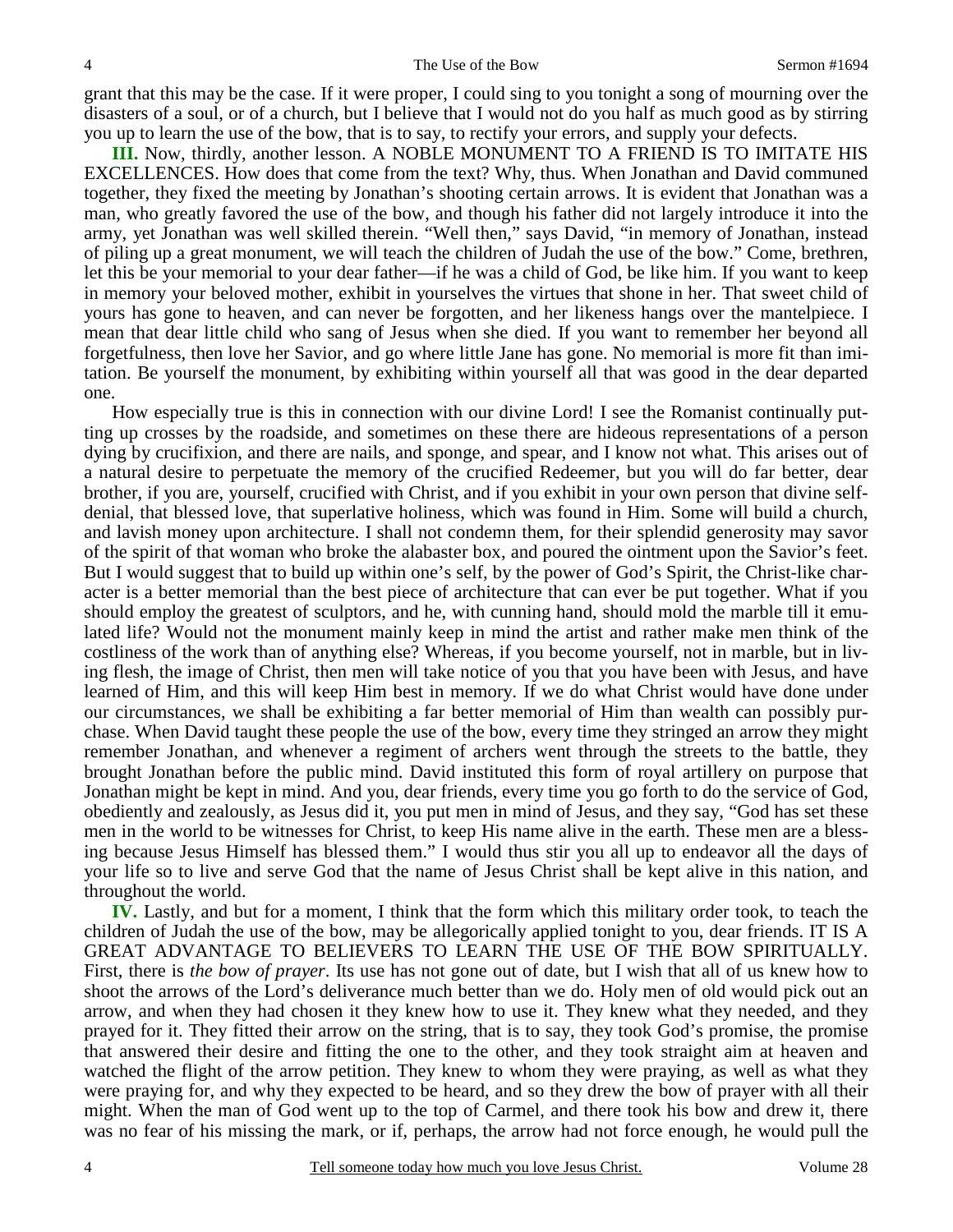grant that this may be the case. If it were proper, I could sing to you tonight a song of mourning over the disasters of a soul, or of a church, but I believe that I would not do you half as much good as by stirring you up to learn the use of the bow, that is to say, to rectify your errors, and supply your defects.

**III.** Now, thirdly, another lesson. A NOBLE MONUMENT TO A FRIEND IS TO IMITATE HIS EXCELLENCES. How does that come from the text? Why, thus. When Jonathan and David communed together, they fixed the meeting by Jonathan's shooting certain arrows. It is evident that Jonathan was a man, who greatly favored the use of the bow, and though his father did not largely introduce it into the army, yet Jonathan was well skilled therein. "Well then," says David, "in memory of Jonathan, instead of piling up a great monument, we will teach the children of Judah the use of the bow." Come, brethren, let this be your memorial to your dear father—if he was a child of God, be like him. If you want to keep in memory your beloved mother, exhibit in yourselves the virtues that shone in her. That sweet child of yours has gone to heaven, and can never be forgotten, and her likeness hangs over the mantelpiece. I mean that dear little child who sang of Jesus when she died. If you want to remember her beyond all forgetfulness, then love her Savior, and go where little Jane has gone. No memorial is more fit than imitation. Be yourself the monument, by exhibiting within yourself all that was good in the dear departed one.

How especially true is this in connection with our divine Lord! I see the Romanist continually putting up crosses by the roadside, and sometimes on these there are hideous representations of a person dying by crucifixion, and there are nails, and sponge, and spear, and I know not what. This arises out of a natural desire to perpetuate the memory of the crucified Redeemer, but you will do far better, dear brother, if you are, yourself, crucified with Christ, and if you exhibit in your own person that divine self-denial, that blessed love, that superlative holiness, which was found in Him. Some will build a church, and lavish money upon architecture. I shall not condemn them, for their splendid generosity may savor of the spirit of that woman who broke the alabaster box, and poured the ointment upon the Savior's feet. But I would suggest that to build up within one's self, by the power of God's Spirit, the Christ-like character is a better memorial than the best piece of architecture that can ever be put together. What if you should employ the greatest of sculptors, and he, with cunning hand, should mold the marble till it emulated life? Would not the monument mainly keep in mind the artist and rather make men think of the costliness of the work than of anything else? Whereas, if you become yourself, not in marble, but in living flesh, the image of Christ, then men will take notice of you that you have been with Jesus, and have learned of Him, and this will keep Him best in memory. If we do what Christ would have done under our circumstances, we shall be exhibiting a far better memorial of Him than wealth can possibly purchase. When David taught these people the use of the bow, every time they stringed an arrow they might remember Jonathan, and whenever a regiment of archers went through the streets to the battle, they brought Jonathan before the public mind. David instituted this form of royal artillery on purpose that Jonathan might be kept in mind. And you, dear friends, every time you go forth to do the service of God, obediently and zealously, as Jesus did it, you put men in mind of Jesus, and they say, "God has set these men in the world to be witnesses for Christ, to keep His name alive in the earth. These men are a blessing because Jesus Himself has blessed them." I would thus stir you all up to endeavor all the days of your life so to live and serve God that the name of Jesus Christ shall be kept alive in this nation, and throughout the world.

**IV.** Lastly, and but for a moment, I think that the form which this military order took, to teach the children of Judah the use of the bow, may be allegorically applied tonight to you, dear friends. IT IS A GREAT ADVANTAGE TO BELIEVERS TO LEARN THE USE OF THE BOW SPIRITUALLY. First, there is *the bow of prayer*. Its use has not gone out of date, but I wish that all of us knew how to shoot the arrows of the Lord's deliverance much better than we do. Holy men of old would pick out an arrow, and when they had chosen it they knew how to use it. They knew what they needed, and they prayed for it. They fitted their arrow on the string, that is to say, they took God's promise, the promise that answered their desire and fitting the one to the other, and they took straight aim at heaven and watched the flight of the arrow petition. They knew to whom they were praying, as well as what they were praying for, and why they expected to be heard, and so they drew the bow of prayer with all their might. When the man of God went up to the top of Carmel, and there took his bow and drew it, there was no fear of his missing the mark, or if, perhaps, the arrow had not force enough, he would pull the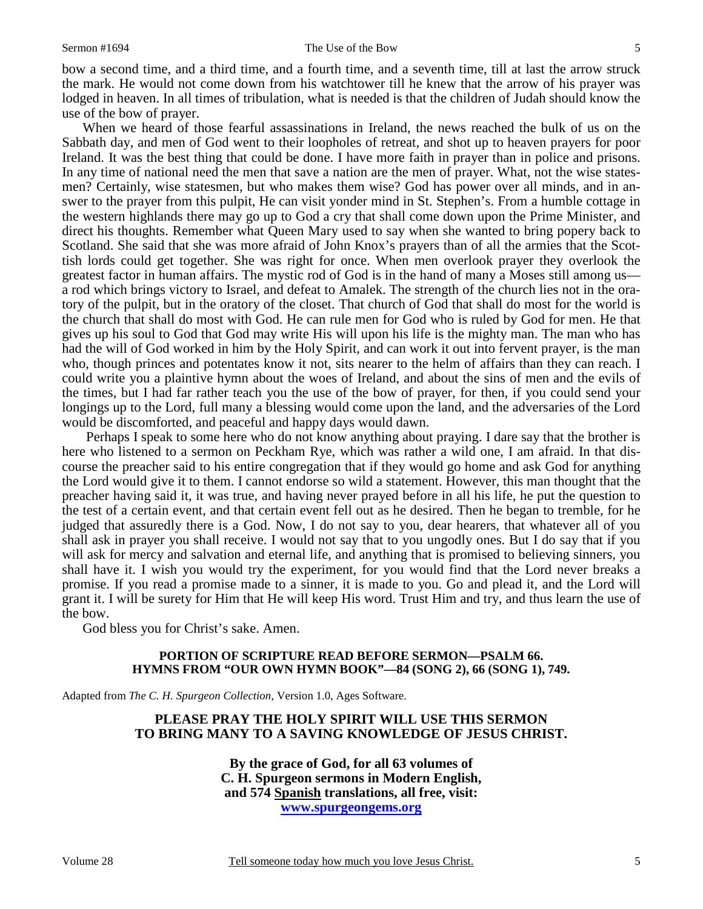bow a second time, and a third time, and a fourth time, and a seventh time, till at last the arrow struck the mark. He would not come down from his watchtower till he knew that the arrow of his prayer was lodged in heaven. In all times of tribulation, what is needed is that the children of Judah should know the use of the bow of prayer.

When we heard of those fearful assassinations in Ireland, the news reached the bulk of us on the Sabbath day, and men of God went to their loopholes of retreat, and shot up to heaven prayers for poor Ireland. It was the best thing that could be done. I have more faith in prayer than in police and prisons. In any time of national need the men that save a nation are the men of prayer. What, not the wise statesmen? Certainly, wise statesmen, but who makes them wise? God has power over all minds, and in answer to the prayer from this pulpit, He can visit yonder mind in St. Stephen's. From a humble cottage in the western highlands there may go up to God a cry that shall come down upon the Prime Minister, and direct his thoughts. Remember what Queen Mary used to say when she wanted to bring popery back to Scotland. She said that she was more afraid of John Knox's prayers than of all the armies that the Scottish lords could get together. She was right for once. When men overlook prayer they overlook the greatest factor in human affairs. The mystic rod of God is in the hand of many a Moses still among us—a rod which brings victory to Israel, and defeat to Amalek. The strength of the church lies not in the oratory of the pulpit, but in the oratory of the closet. That church of God that shall do most for the world is the church that shall do most with God. He can rule men for God who is ruled by God for men. He that gives up his soul to God that God may write His will upon his life is the mighty man. The man who has had the will of God worked in him by the Holy Spirit, and can work it out into fervent prayer, is the man who, though princes and potentates know it not, sits nearer to the helm of affairs than they can reach. I could write you a plaintive hymn about the woes of Ireland, and about the sins of men and the evils of the times, but I had far rather teach you the use of the bow of prayer, for then, if you could send your longings up to the Lord, full many a blessing would come upon the land, and the adversaries of the Lord would be discomforted, and peaceful and happy days would dawn.

Perhaps I speak to some here who do not know anything about praying. I dare say that the brother is here who listened to a sermon on Peckham Rye, which was rather a wild one, I am afraid. In that discourse the preacher said to his entire congregation that if they would go home and ask God for anything the Lord would give it to them. I cannot endorse so wild a statement. However, this man thought that the preacher having said it, it was true, and having never prayed before in all his life, he put the question to the test of a certain event, and that certain event fell out as he desired. Then he began to tremble, for he judged that assuredly there is a God. Now, I do not say to you, dear hearers, that whatever all of you shall ask in prayer you shall receive. I would not say that to you ungodly ones. But I do say that if you will ask for mercy and salvation and eternal life, and anything that is promised to believing sinners, you shall have it. I wish you would try the experiment, for you would find that the Lord never breaks a promise. If you read a promise made to a sinner, it is made to you. Go and plead it, and the Lord will grant it. I will be surety for Him that He will keep His word. Trust Him and try, and thus learn the use of the bow.

God bless you for Christ's sake. Amen.

**PORTION OF SCRIPTURE READ BEFORE SERMON—PSALM 66.**
**HYMNS FROM "OUR OWN HYMN BOOK"—84 (SONG 2), 66 (SONG 1), 749.**

Adapted from *The C. H. Spurgeon Collection,* Version 1.0, Ages Software.

**PLEASE PRAY THE HOLY SPIRIT WILL USE THIS SERMON TO BRING MANY TO A SAVING KNOWLEDGE OF JESUS CHRIST.**

**By the grace of God, for all 63 volumes of C. H. Spurgeon sermons in Modern English, and 574 Spanish translations, all free, visit: www.spurgeongems.org**

Tell someone today how much you love Jesus Christ.